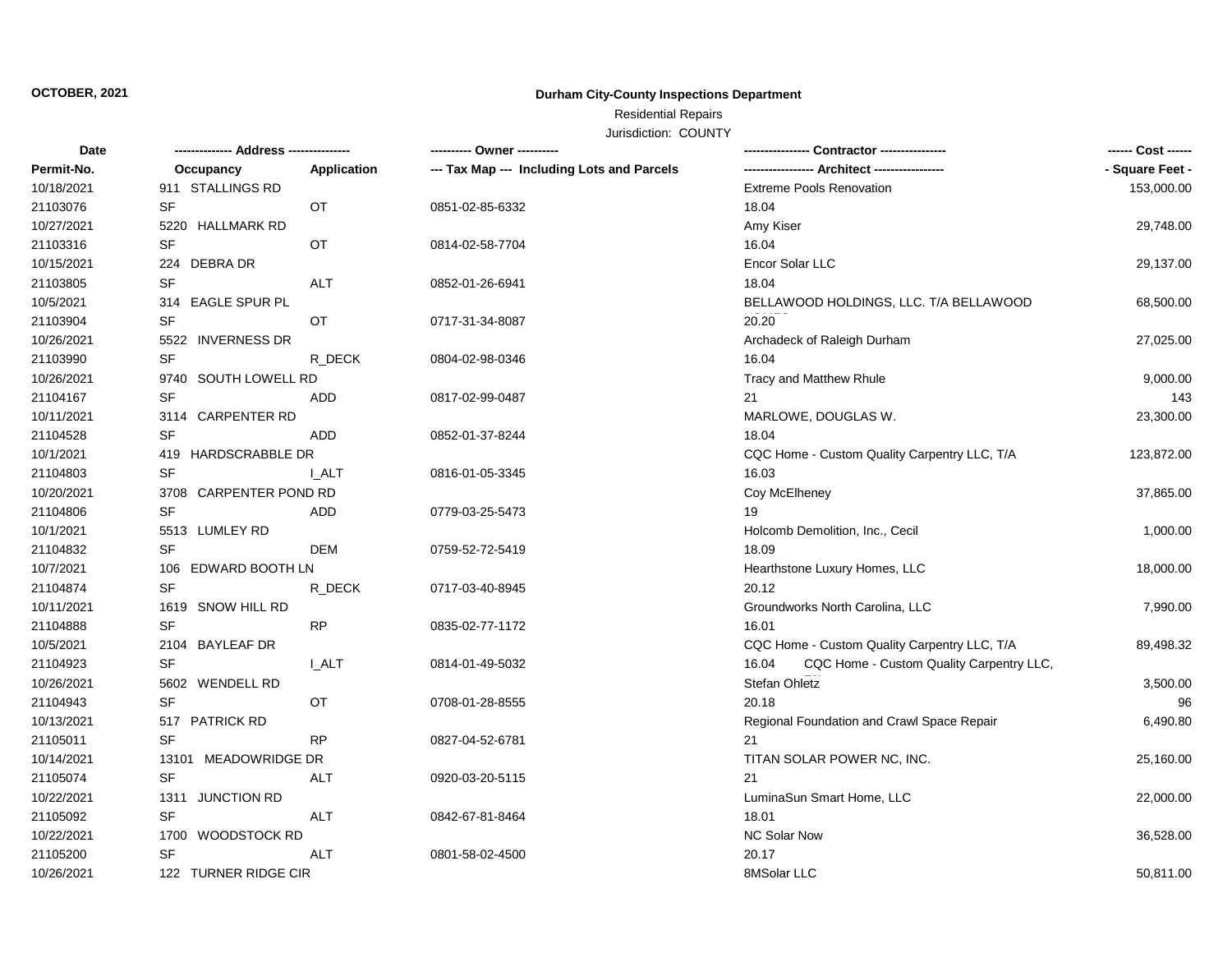**OCTOBER, 2021**

## Durham City-County Inspections Department

Residential Repairs

Jurisdiction: COUNTY

| Date / Permit-No. | Address / Occupancy | Application | Owner / Tax Map --- Including Lots and Parcels | Contractor / Architect | Cost / Square Feet |
|---|---|---|---|---|---|
| 10/18/2021 | 911 STALLINGS RD | | | Extreme Pools Renovation | 153,000.00 |
| 21103076 | SF | OT | 0851-02-85-6332 | 18.04 | |
| 10/27/2021 | 5220 HALLMARK RD | | | Amy Kiser | 29,748.00 |
| 21103316 | SF | OT | 0814-02-58-7704 | 16.04 | |
| 10/15/2021 | 224 DEBRA DR | | | Encor Solar LLC | 29,137.00 |
| 21103805 | SF | ALT | 0852-01-26-6941 | 18.04 | |
| 10/5/2021 | 314 EAGLE SPUR PL | | | BELLAWOOD HOLDINGS, LLC. T/A BELLAWOOD | 68,500.00 |
| 21103904 | SF | OT | 0717-31-34-8087 | 20.20 | |
| 10/26/2021 | 5522 INVERNESS DR | | | Archadeck of Raleigh Durham | 27,025.00 |
| 21103990 | SF | R_DECK | 0804-02-98-0346 | 16.04 | |
| 10/26/2021 | 9740 SOUTH LOWELL RD | | | Tracy and Matthew Rhule | 9,000.00 |
| 21104167 | SF | ADD | 0817-02-99-0487 | 21 | 143 |
| 10/11/2021 | 3114 CARPENTER RD | | | MARLOWE, DOUGLAS W. | 23,300.00 |
| 21104528 | SF | ADD | 0852-01-37-8244 | 18.04 | |
| 10/1/2021 | 419 HARDSCRABBLE DR | | | CQC Home - Custom Quality Carpentry LLC, T/A | 123,872.00 |
| 21104803 | SF | I_ALT | 0816-01-05-3345 | 16.03 | |
| 10/20/2021 | 3708 CARPENTER POND RD | | | Coy McElheney | 37,865.00 |
| 21104806 | SF | ADD | 0779-03-25-5473 | 19 | |
| 10/1/2021 | 5513 LUMLEY RD | | | Holcomb Demolition, Inc., Cecil | 1,000.00 |
| 21104832 | SF | DEM | 0759-52-72-5419 | 18.09 | |
| 10/7/2021 | 106 EDWARD BOOTH LN | | | Hearthstone Luxury Homes, LLC | 18,000.00 |
| 21104874 | SF | R_DECK | 0717-03-40-8945 | 20.12 | |
| 10/11/2021 | 1619 SNOW HILL RD | | | Groundworks North Carolina, LLC | 7,990.00 |
| 21104888 | SF | RP | 0835-02-77-1172 | 16.01 | |
| 10/5/2021 | 2104 BAYLEAF DR | | | CQC Home - Custom Quality Carpentry LLC, T/A | 89,498.32 |
| 21104923 | SF | I_ALT | 0814-01-49-5032 | 16.04 CQC Home - Custom Quality Carpentry LLC, | |
| 10/26/2021 | 5602 WENDELL RD | | | Stefan Ohletz | 3,500.00 |
| 21104943 | SF | OT | 0708-01-28-8555 | 20.18 | 96 |
| 10/13/2021 | 517 PATRICK RD | | | Regional Foundation and Crawl Space Repair | 6,490.80 |
| 21105011 | SF | RP | 0827-04-52-6781 | 21 | |
| 10/14/2021 | 13101 MEADOWRIDGE DR | | | TITAN SOLAR POWER NC, INC. | 25,160.00 |
| 21105074 | SF | ALT | 0920-03-20-5115 | 21 | |
| 10/22/2021 | 1311 JUNCTION RD | | | LuminaSun Smart Home, LLC | 22,000.00 |
| 21105092 | SF | ALT | 0842-67-81-8464 | 18.01 | |
| 10/22/2021 | 1700 WOODSTOCK RD | | | NC Solar Now | 36,528.00 |
| 21105200 | SF | ALT | 0801-58-02-4500 | 20.17 | |
| 10/26/2021 | 122 TURNER RIDGE CIR | | | 8MSolar LLC | 50,811.00 |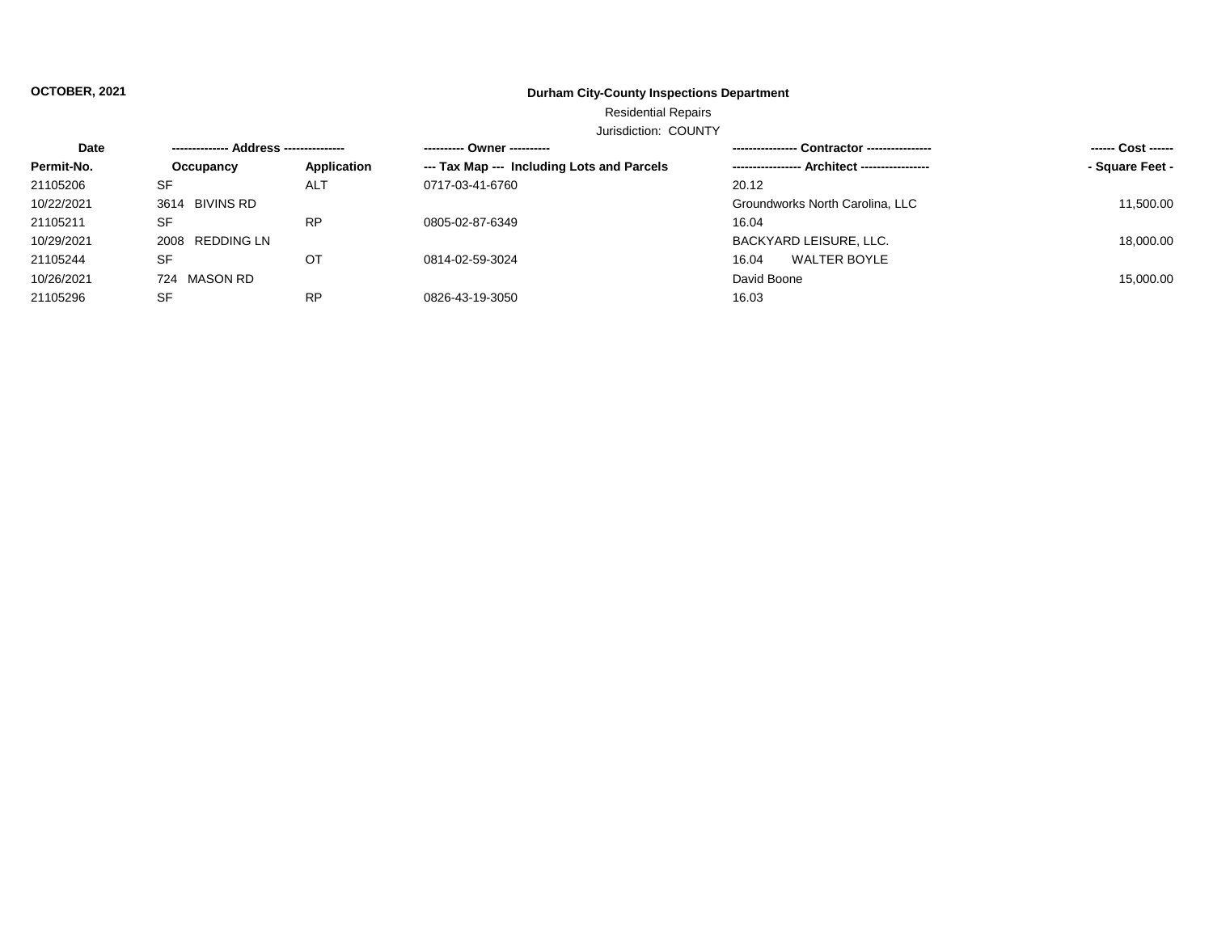**OCTOBER, 2021**

**Durham City-County Inspections Department**

Residential Repairs

Jurisdiction: COUNTY

| Date | -------------- Address --------------- | | ---------- Owner ---------- | ---------------- Contractor ---------------- | ------ Cost ------ |
|---|---|---|---|---|---|
| **Permit-No.** | **Occupancy** | **Application** | **--- Tax Map --- Including Lots and Parcels** | **----------------- Architect -----------------** | **- Square Feet -** |
| 21105206 | SF | ALT | 0717-03-41-6760 | 20.12 | |
| 10/22/2021 | 3614 BIVINS RD | | | Groundworks North Carolina, LLC | 11,500.00 |
| 21105211 | SF | RP | 0805-02-87-6349 | 16.04 | |
| 10/29/2021 | 2008 REDDING LN | | | BACKYARD LEISURE, LLC. | 18,000.00 |
| 21105244 | SF | OT | 0814-02-59-3024 | 16.04 WALTER BOYLE | |
| 10/26/2021 | 724 MASON RD | | | David Boone | 15,000.00 |
| 21105296 | SF | RP | 0826-43-19-3050 | 16.03 | |